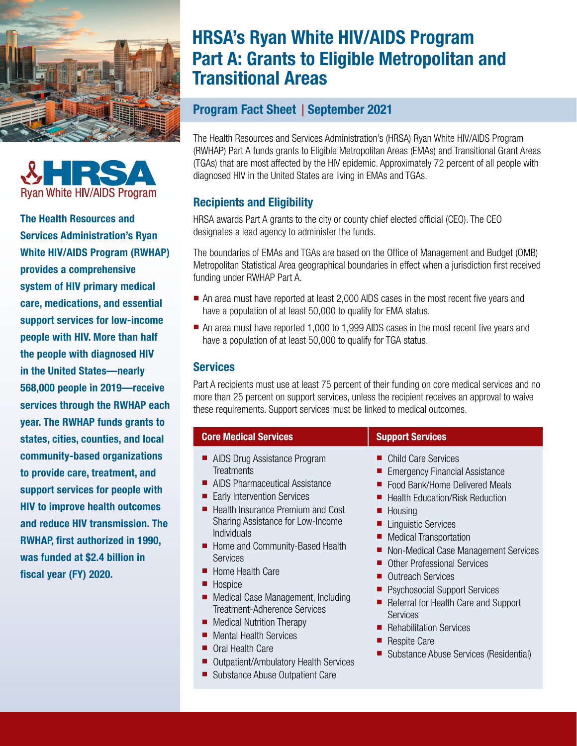# HRSA's Ryan White HIV/AIDS Program Part A: Grants to Eligible Metropolitan and Transitional Areas

## Program Fact Sheet | September 2021

HRSA Ryan White HIV/AIDS Program

**The Health Resources and Services Administration's Ryan White HIV/AIDS Program (RWHAP) provides a comprehensive system of HIV primary medical care, medications, and essential support services for low-income people with HIV. More than half the people with diagnosed HIV in the United States—nearly 568,000 people in 2019—receive services through the RWHAP each year. The RWHAP funds grants to states, cities, counties, and local community-based organizations to provide care, treatment, and support services for people with HIV to improve health outcomes and reduce HIV transmission. The RWHAP, first authorized in 1990, was funded at $2.4 billion in fiscal year (FY) 2020.**

The Health Resources and Services Administration's (HRSA) Ryan White HIV/AIDS Program (RWHAP) Part A funds grants to Eligible Metropolitan Areas (EMAs) and Transitional Grant Areas (TGAs) that are most affected by the HIV epidemic. Approximately 72 percent of all people with diagnosed HIV in the United States are living in EMAs and TGAs.

### Recipients and Eligibility

HRSA awards Part A grants to the city or county chief elected official (CEO). The CEO designates a lead agency to administer the funds.

The boundaries of EMAs and TGAs are based on the Office of Management and Budget (OMB) Metropolitan Statistical Area geographical boundaries in effect when a jurisdiction first received funding under RWHAP Part A.

- An area must have reported at least 2,000 AIDS cases in the most recent five years and have a population of at least 50,000 to qualify for EMA status.
- An area must have reported 1,000 to 1,999 AIDS cases in the most recent five years and have a population of at least 50,000 to qualify for TGA status.

### Services

Part A recipients must use at least 75 percent of their funding on core medical services and no more than 25 percent on support services, unless the recipient receives an approval to waive these requirements. Support services must be linked to medical outcomes.

| Core Medical Services | Support Services |
|---|---|
| AIDS Drug Assistance Program Treatments | Child Care Services |
| AIDS Pharmaceutical Assistance | Emergency Financial Assistance |
| Early Intervention Services | Food Bank/Home Delivered Meals |
| Health Insurance Premium and Cost Sharing Assistance for Low-Income Individuals | Health Education/Risk Reduction |
| Home and Community-Based Health Services | Housing |
| Home Health Care | Linguistic Services |
| Hospice | Medical Transportation |
| Medical Case Management, Including Treatment-Adherence Services | Non-Medical Case Management Services |
| Medical Nutrition Therapy | Other Professional Services |
| Mental Health Services | Outreach Services |
| Oral Health Care | Psychosocial Support Services |
| Outpatient/Ambulatory Health Services | Referral for Health Care and Support Services |
| Substance Abuse Outpatient Care | Rehabilitation Services |
| | Respite Care |
| | Substance Abuse Services (Residential) |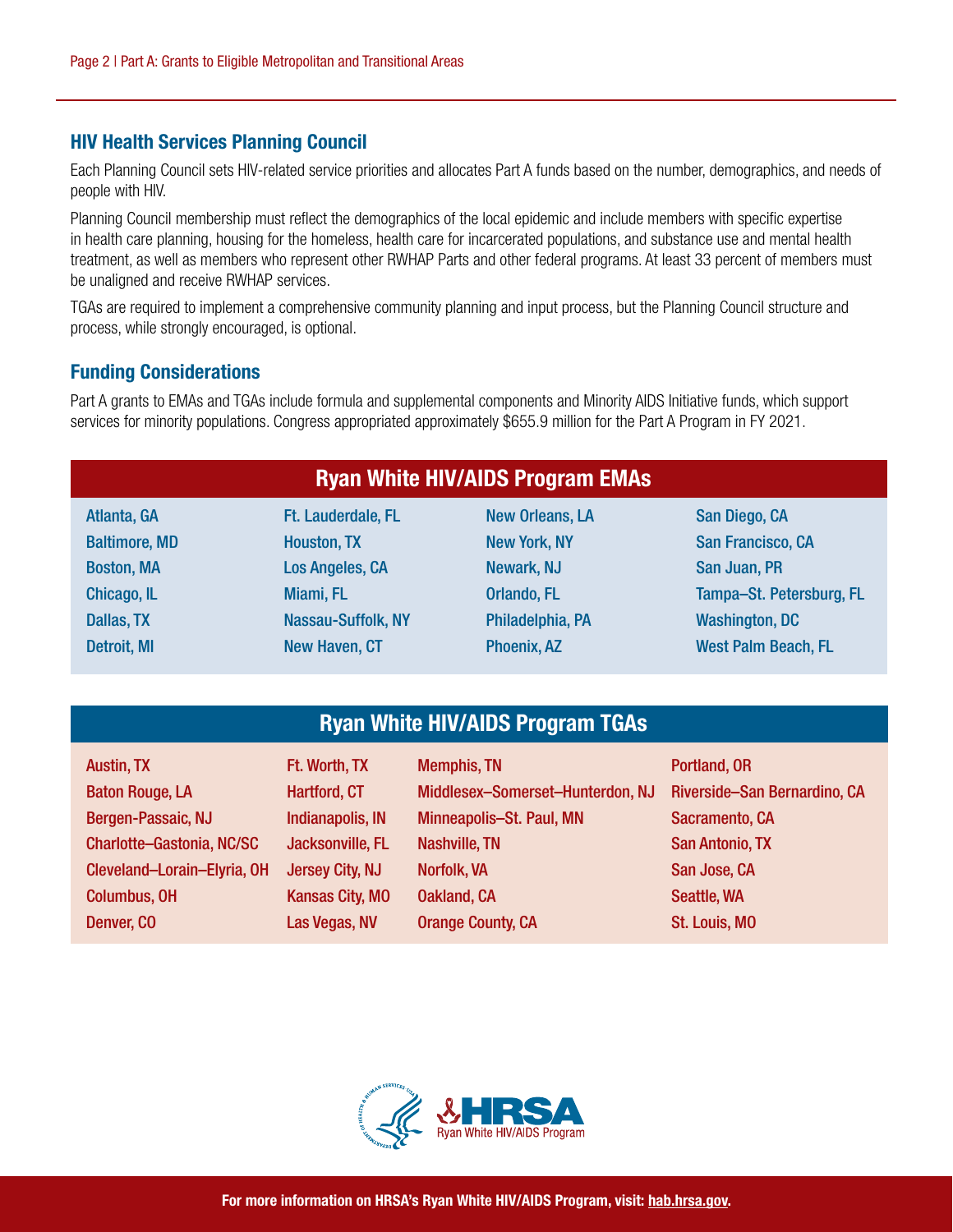### HIV Health Services Planning Council

Each Planning Council sets HIV-related service priorities and allocates Part A funds based on the number, demographics, and needs of people with HIV.

Planning Council membership must reflect the demographics of the local epidemic and include members with specific expertise in health care planning, housing for the homeless, health care for incarcerated populations, and substance use and mental health treatment, as well as members who represent other RWHAP Parts and other federal programs. At least 33 percent of members must be unaligned and receive RWHAP services.

TGAs are required to implement a comprehensive community planning and input process, but the Planning Council structure and process, while strongly encouraged, is optional.

### Funding Considerations

Part A grants to EMAs and TGAs include formula and supplemental components and Minority AIDS Initiative funds, which support services for minority populations. Congress appropriated approximately $655.9 million for the Part A Program in FY 2021.

| Ryan White HIV/AIDS Program EMAs | | | |
|---|---|---|---|
| Atlanta, GA | Ft. Lauderdale, FL | New Orleans, LA | San Diego, CA |
| Baltimore, MD | Houston, TX | New York, NY | San Francisco, CA |
| Boston, MA | Los Angeles, CA | Newark, NJ | San Juan, PR |
| Chicago, IL | Miami, FL | Orlando, FL | Tampa–St. Petersburg, FL |
| Dallas, TX | Nassau-Suffolk, NY | Philadelphia, PA | Washington, DC |
| Detroit, MI | New Haven, CT | Phoenix, AZ | West Palm Beach, FL |

| Ryan White HIV/AIDS Program TGAs | | | |
|---|---|---|---|
| Austin, TX | Ft. Worth, TX | Memphis, TN | Portland, OR |
| Baton Rouge, LA | Hartford, CT | Middlesex–Somerset–Hunterdon, NJ | Riverside–San Bernardino, CA |
| Bergen-Passaic, NJ | Indianapolis, IN | Minneapolis–St. Paul, MN | Sacramento, CA |
| Charlotte–Gastonia, NC/SC | Jacksonville, FL | Nashville, TN | San Antonio, TX |
| Cleveland–Lorain–Elyria, OH | Jersey City, NJ | Norfolk, VA | San Jose, CA |
| Columbus, OH | Kansas City, MO | Oakland, CA | Seattle, WA |
| Denver, CO | Las Vegas, NV | Orange County, CA | St. Louis, MO |

HRSA Ryan White HIV/AIDS Program

**For more information on HRSA's Ryan White HIV/AIDS Program, visit: hab.hrsa.gov.**